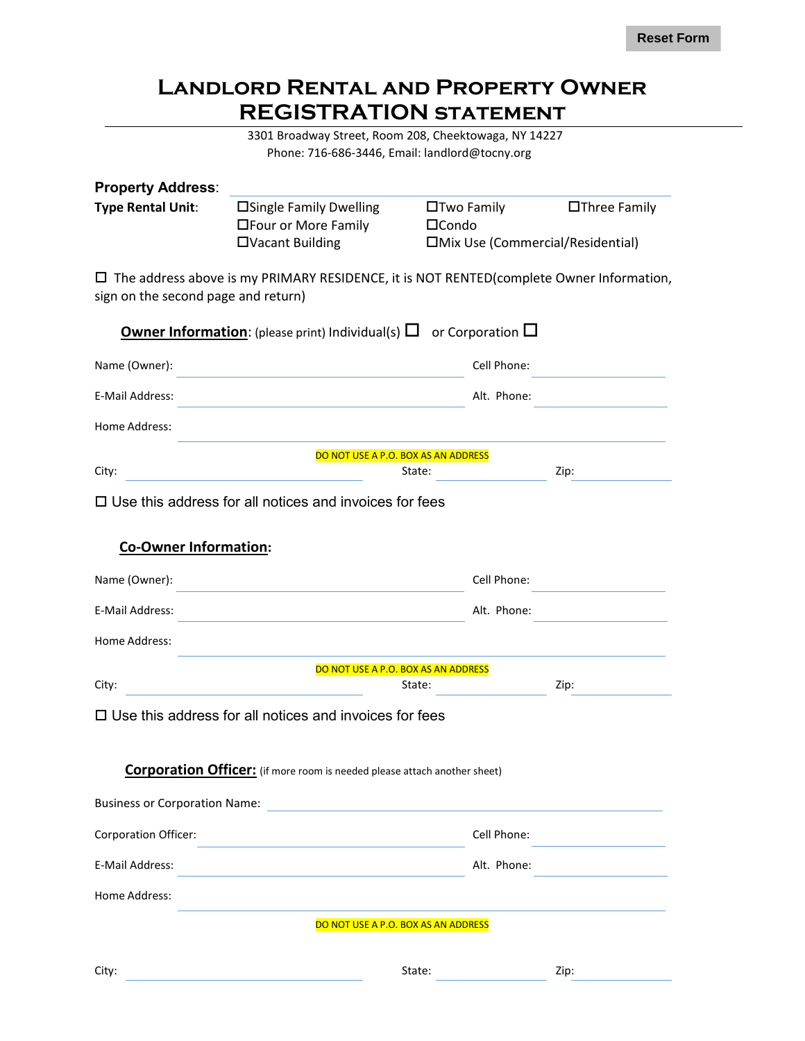Reset Form

# Landlord Rental and Property Owner REGISTRATION statement

3301 Broadway Street, Room 208, Cheektowaga, NY 14227
Phone: 716-686-3446, Email: landlord@tocny.org

**Property Address**: \_\_\_\_\_\_\_\_\_\_\_\_\_\_\_\_\_\_\_\_

**Type Rental Unit**:

- ☐Single Family Dwelling
- ☐Two Family
- ☐Three Family
- ☐Four or More Family
- ☐Condo
- ☐Vacant Building
- ☐Mix Use (Commercial/Residential)

☐ The address above is my PRIMARY RESIDENCE, it is NOT RENTED(complete Owner Information, sign on the second page and return)

## Owner Information: (please print) Individual(s) ☐ or Corporation ☐

Name (Owner): \_\_\_\_\_\_\_\_\_\_\_\_\_\_\_\_\_\_\_\_ Cell Phone: \_\_\_\_\_\_\_\_\_\_

E-Mail Address: \_\_\_\_\_\_\_\_\_\_\_\_\_\_\_\_\_\_\_\_ Alt. Phone: \_\_\_\_\_\_\_\_\_\_

Home Address: \_\_\_\_\_\_\_\_\_\_\_\_\_\_\_\_\_\_\_\_

DO NOT USE A P.O. BOX AS AN ADDRESS

City: \_\_\_\_\_\_\_\_\_\_ State: \_\_\_\_\_\_\_\_\_\_ Zip: \_\_\_\_\_\_\_\_\_\_

☐ Use this address for all notices and invoices for fees

## Co-Owner Information:

Name (Owner): \_\_\_\_\_\_\_\_\_\_\_\_\_\_\_\_\_\_\_\_ Cell Phone: \_\_\_\_\_\_\_\_\_\_

E-Mail Address: \_\_\_\_\_\_\_\_\_\_\_\_\_\_\_\_\_\_\_\_ Alt. Phone: \_\_\_\_\_\_\_\_\_\_

Home Address: \_\_\_\_\_\_\_\_\_\_\_\_\_\_\_\_\_\_\_\_

DO NOT USE A P.O. BOX AS AN ADDRESS

City: \_\_\_\_\_\_\_\_\_\_ State: \_\_\_\_\_\_\_\_\_\_ Zip: \_\_\_\_\_\_\_\_\_\_

☐ Use this address for all notices and invoices for fees

## Corporation Officer: (if more room is needed please attach another sheet)

Business or Corporation Name: \_\_\_\_\_\_\_\_\_\_\_\_\_\_\_\_\_\_\_\_

Corporation Officer: \_\_\_\_\_\_\_\_\_\_\_\_\_\_\_\_\_\_\_\_ Cell Phone: \_\_\_\_\_\_\_\_\_\_

E-Mail Address: \_\_\_\_\_\_\_\_\_\_\_\_\_\_\_\_\_\_\_\_ Alt. Phone: \_\_\_\_\_\_\_\_\_\_

Home Address: \_\_\_\_\_\_\_\_\_\_\_\_\_\_\_\_\_\_\_\_

DO NOT USE A P.O. BOX AS AN ADDRESS

City: \_\_\_\_\_\_\_\_\_\_ State: \_\_\_\_\_\_\_\_\_\_ Zip: \_\_\_\_\_\_\_\_\_\_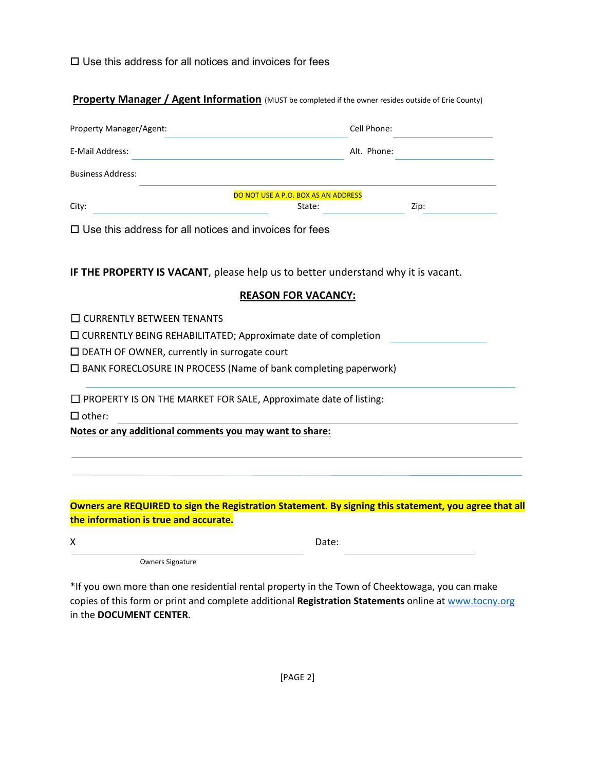☐ Use this address for all notices and invoices for fees

**Property Manager / Agent Information** (MUST be completed if the owner resides outside of Erie County)

Property Manager/Agent: \_\_\_\_\_\_\_\_\_\_\_\_\_\_\_\_\_\_\_\_ Cell Phone: \_\_\_\_\_\_\_\_\_\_

E-Mail Address: \_\_\_\_\_\_\_\_\_\_\_\_\_\_\_\_\_\_\_\_ Alt. Phone: \_\_\_\_\_\_\_\_\_\_

Business Address: \_\_\_\_\_\_\_\_\_\_\_\_\_\_\_\_\_\_\_\_

DO NOT USE A P.O. BOX AS AN ADDRESS

City: \_\_\_\_\_\_\_\_\_\_ State: \_\_\_\_\_\_\_\_\_\_ Zip: \_\_\_\_\_\_\_\_\_\_

☐ Use this address for all notices and invoices for fees

**IF THE PROPERTY IS VACANT**, please help us to better understand why it is vacant.

**REASON FOR VACANCY:**

☐ CURRENTLY BETWEEN TENANTS

☐ CURRENTLY BEING REHABILITATED; Approximate date of completion \_\_\_\_\_\_\_\_\_\_

☐ DEATH OF OWNER, currently in surrogate court

☐ BANK FORECLOSURE IN PROCESS (Name of bank completing paperwork)

\_\_\_\_\_\_\_\_\_\_\_\_\_\_\_\_\_\_\_\_

☐ PROPERTY IS ON THE MARKET FOR SALE, Approximate date of listing:

☐ other: \_\_\_\_\_\_\_\_\_\_\_\_\_\_\_\_\_\_\_\_

**Notes or any additional comments you may want to share:**

\_\_\_\_\_\_\_\_\_\_\_\_\_\_\_\_\_\_\_\_

\_\_\_\_\_\_\_\_\_\_\_\_\_\_\_\_\_\_\_\_

**Owners are REQUIRED to sign the Registration Statement. By signing this statement, you agree that all the information is true and accurate.**

X \_\_\_\_\_\_\_\_\_\_\_\_\_\_\_\_\_\_\_\_ Date: \_\_\_\_\_\_\_\_\_\_

Owners Signature

*If you own more than one residential rental property in the Town of Cheektowaga, you can make copies of this form or print and complete additional **Registration Statements** online at www.tocny.org in the **DOCUMENT CENTER**.